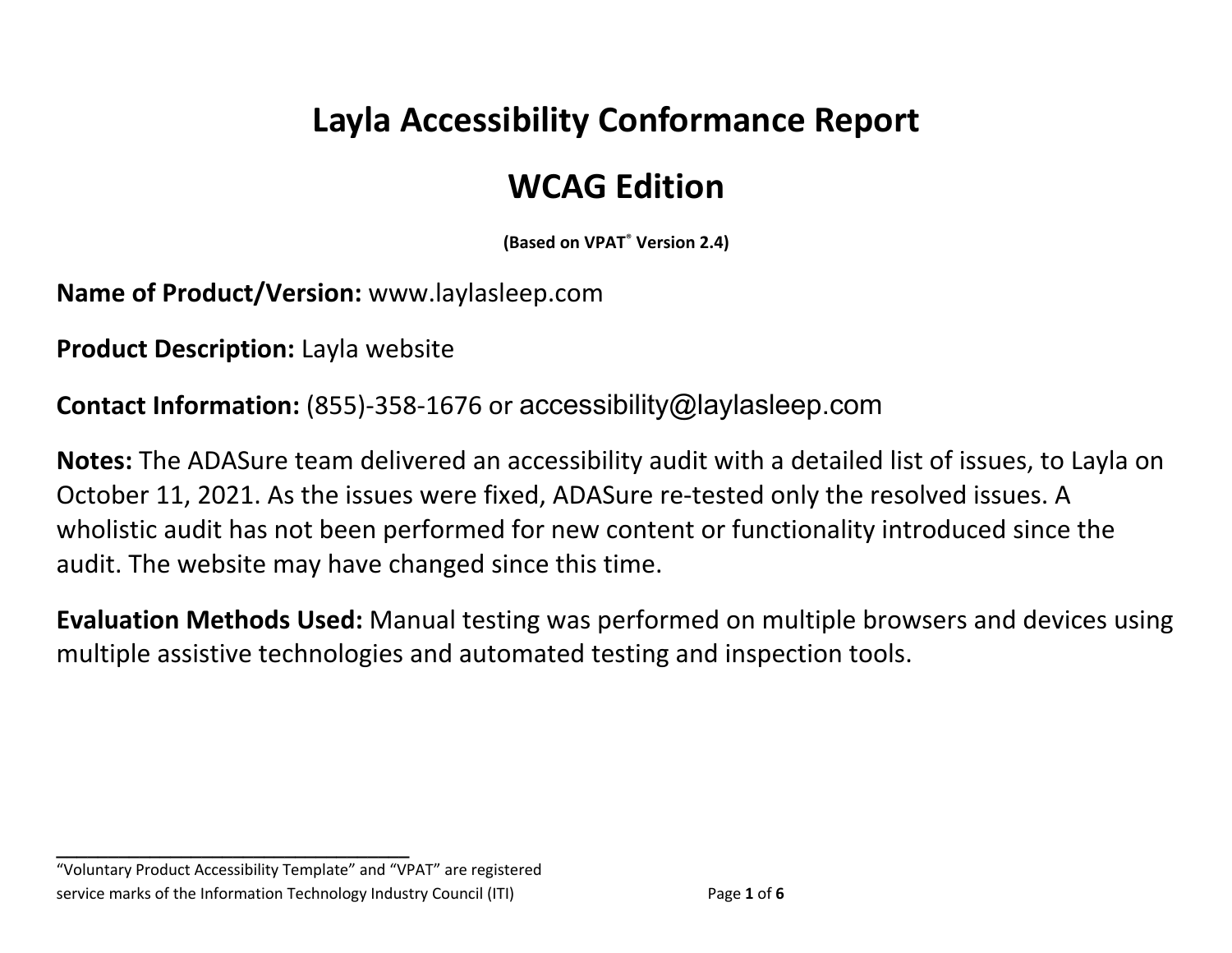# Layla Accessibility Conformance Report

## WCAG Edition

**(Based on VPAT® Version 2.4)**

**Name of Product/Version:** www.laylasleep.com

**Product Description:** Layla website

**Contact Information:** (855)-358-1676 or accessibility@laylasleep.com

**Notes:** The ADASure team delivered an accessibility audit with a detailed list of issues, to Layla on October 11, 2021. As the issues were fixed, ADASure re-tested only the resolved issues. A wholistic audit has not been performed for new content or functionality introduced since the audit. The website may have changed since this time.

**Evaluation Methods Used:** Manual testing was performed on multiple browsers and devices using multiple assistive technologies and automated testing and inspection tools.

---

"Voluntary Product Accessibility Template" and "VPAT" are registered service marks of the Information Technology Industry Council (ITI)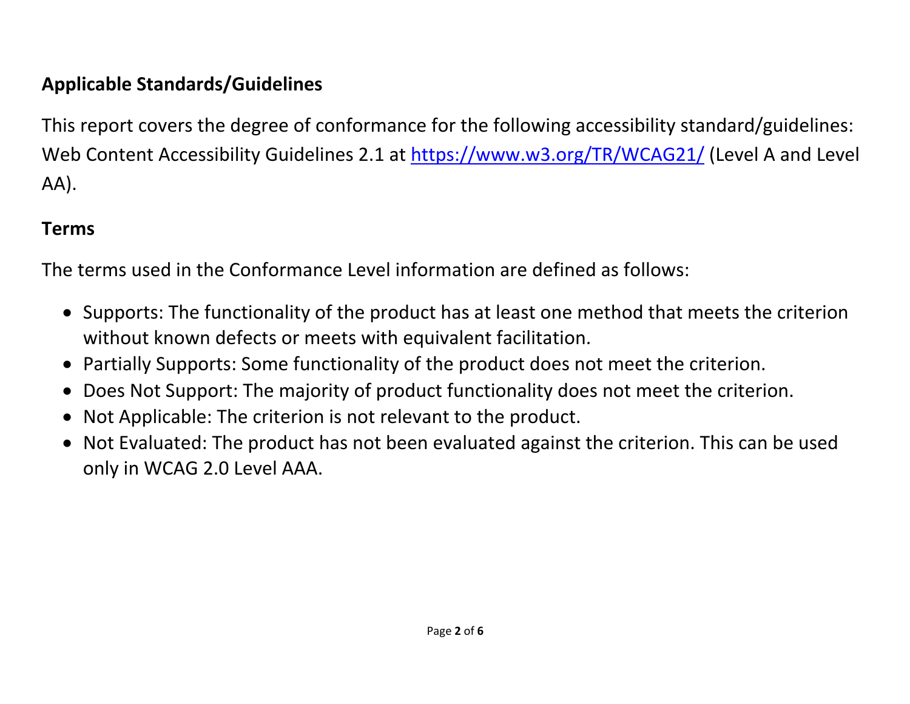## Applicable Standards/Guidelines

This report covers the degree of conformance for the following accessibility standard/guidelines: Web Content Accessibility Guidelines 2.1 at [https://www.w3.org/TR/WCAG21/](https://www.w3.org/TR/WCAG21/) (Level A and Level AA).

## Terms

The terms used in the Conformance Level information are defined as follows:

- Supports: The functionality of the product has at least one method that meets the criterion without known defects or meets with equivalent facilitation.
- Partially Supports: Some functionality of the product does not meet the criterion.
- Does Not Support: The majority of product functionality does not meet the criterion.
- Not Applicable: The criterion is not relevant to the product.
- Not Evaluated: The product has not been evaluated against the criterion. This can be used only in WCAG 2.0 Level AAA.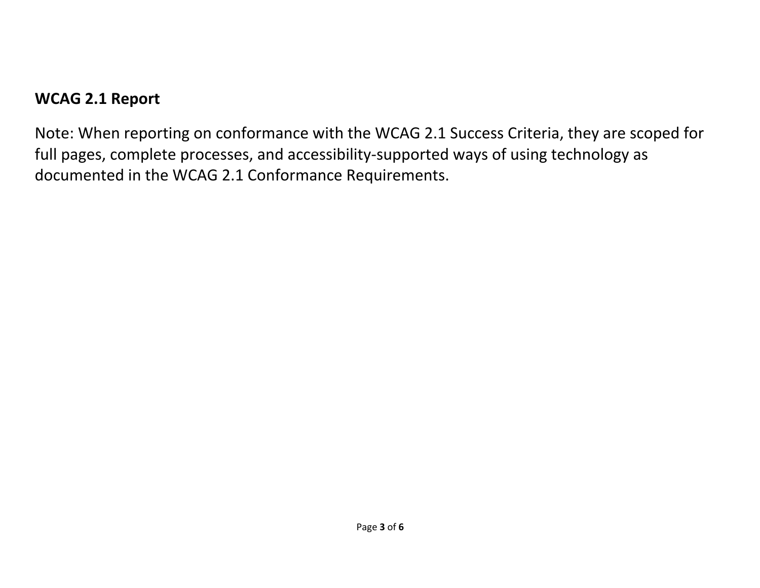## WCAG 2.1 Report

Note: When reporting on conformance with the WCAG 2.1 Success Criteria, they are scoped for full pages, complete processes, and accessibility-supported ways of using technology as documented in the WCAG 2.1 Conformance Requirements.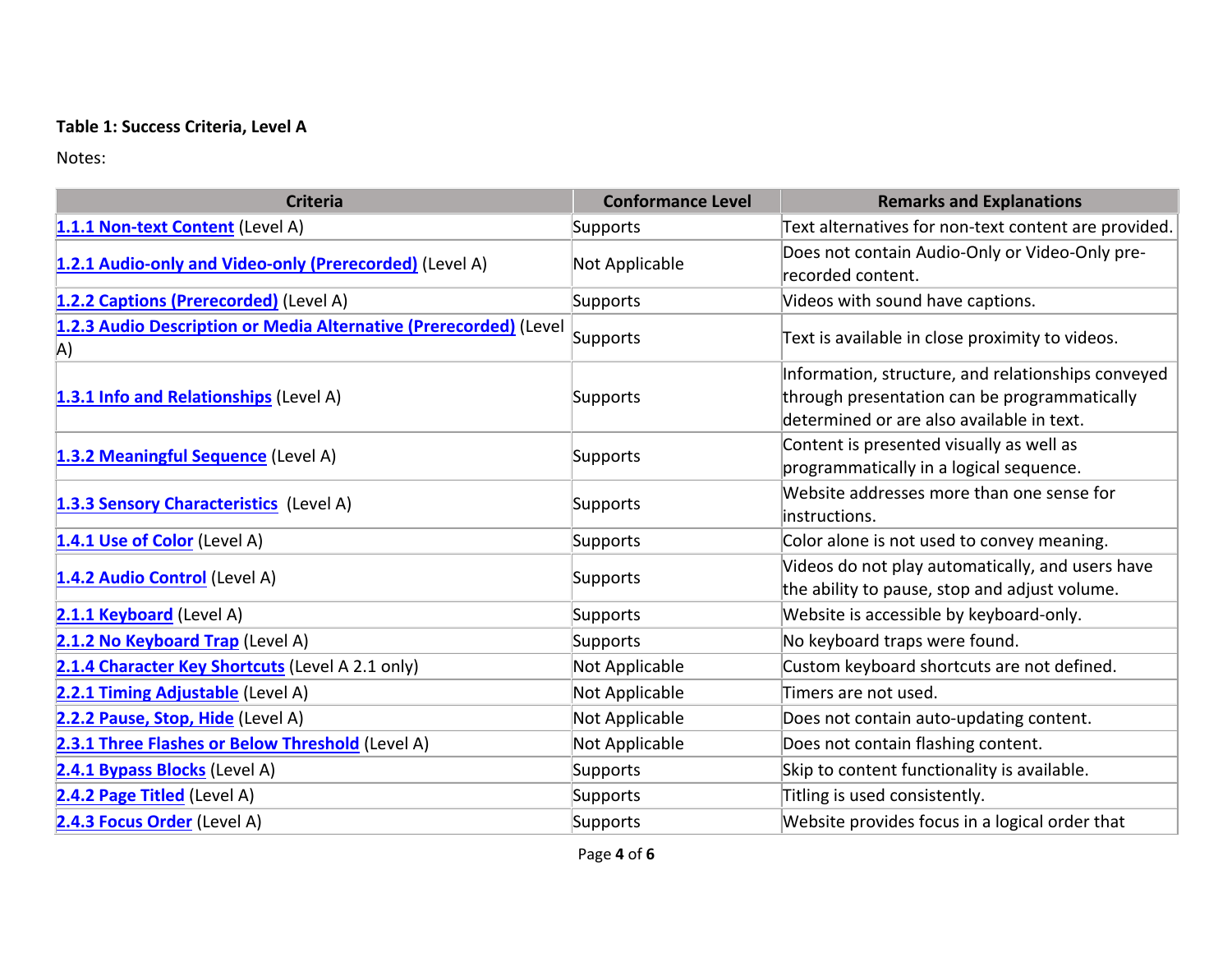**Table 1: Success Criteria, Level A**

Notes:

| Criteria | Conformance Level | Remarks and Explanations |
| --- | --- | --- |
| 1.1.1 Non-text Content (Level A) | Supports | Text alternatives for non-text content are provided. |
| 1.2.1 Audio-only and Video-only (Prerecorded) (Level A) | Not Applicable | Does not contain Audio-Only or Video-Only pre-recorded content. |
| 1.2.2 Captions (Prerecorded) (Level A) | Supports | Videos with sound have captions. |
| 1.2.3 Audio Description or Media Alternative (Prerecorded) (Level A) | Supports | Text is available in close proximity to videos. |
| 1.3.1 Info and Relationships (Level A) | Supports | Information, structure, and relationships conveyed through presentation can be programmatically determined or are also available in text. |
| 1.3.2 Meaningful Sequence (Level A) | Supports | Content is presented visually as well as programmatically in a logical sequence. |
| 1.3.3 Sensory Characteristics (Level A) | Supports | Website addresses more than one sense for instructions. |
| 1.4.1 Use of Color (Level A) | Supports | Color alone is not used to convey meaning. |
| 1.4.2 Audio Control (Level A) | Supports | Videos do not play automatically, and users have the ability to pause, stop and adjust volume. |
| 2.1.1 Keyboard (Level A) | Supports | Website is accessible by keyboard-only. |
| 2.1.2 No Keyboard Trap (Level A) | Supports | No keyboard traps were found. |
| 2.1.4 Character Key Shortcuts (Level A 2.1 only) | Not Applicable | Custom keyboard shortcuts are not defined. |
| 2.2.1 Timing Adjustable (Level A) | Not Applicable | Timers are not used. |
| 2.2.2 Pause, Stop, Hide (Level A) | Not Applicable | Does not contain auto-updating content. |
| 2.3.1 Three Flashes or Below Threshold (Level A) | Not Applicable | Does not contain flashing content. |
| 2.4.1 Bypass Blocks (Level A) | Supports | Skip to content functionality is available. |
| 2.4.2 Page Titled (Level A) | Supports | Titling is used consistently. |
| 2.4.3 Focus Order (Level A) | Supports | Website provides focus in a logical order that |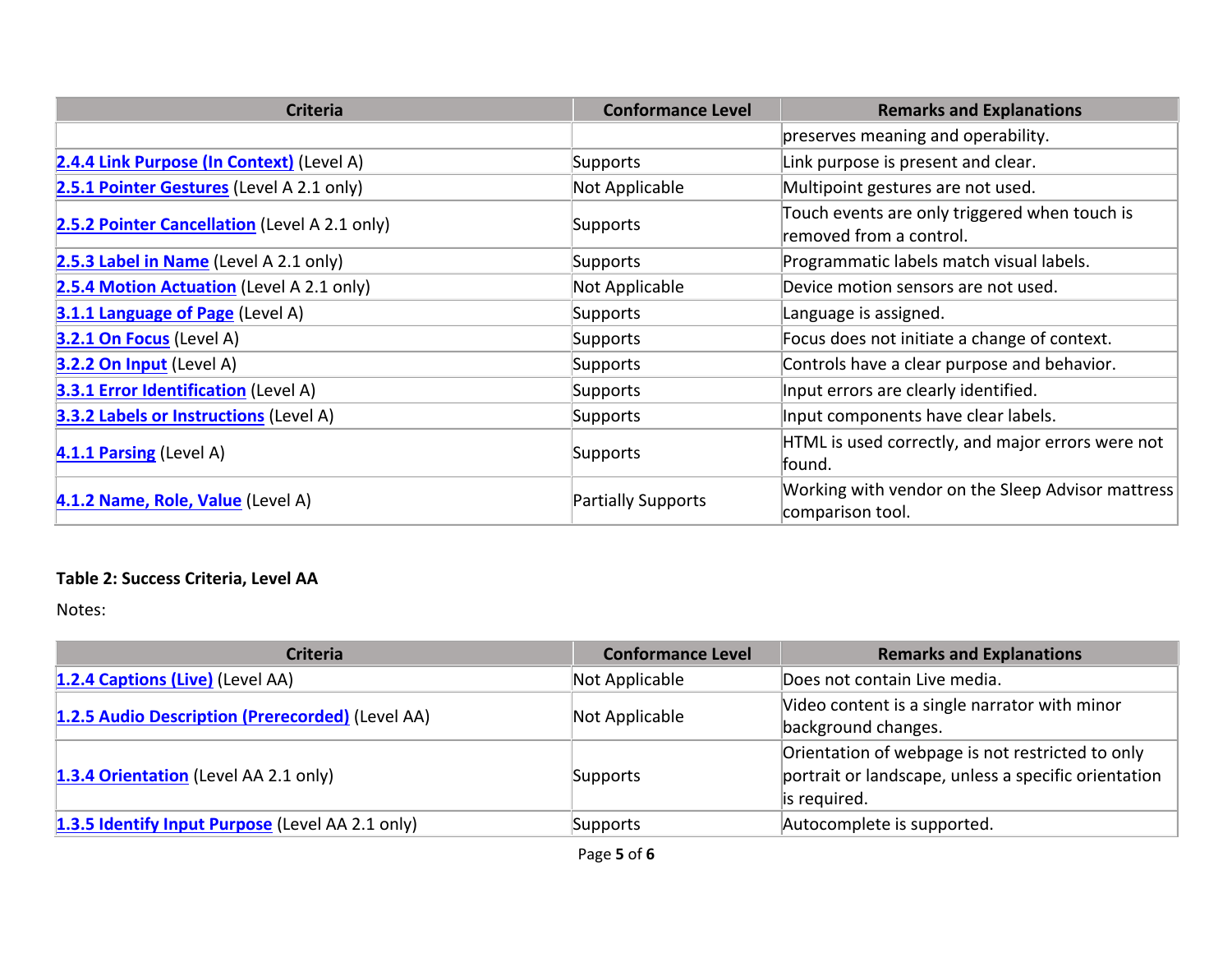| Criteria | Conformance Level | Remarks and Explanations |
|---|---|---|
| | | preserves meaning and operability. |
| [2.4.4 Link Purpose (In Context)]() (Level A) | Supports | Link purpose is present and clear. |
| [2.5.1 Pointer Gestures]() (Level A 2.1 only) | Not Applicable | Multipoint gestures are not used. |
| [2.5.2 Pointer Cancellation]() (Level A 2.1 only) | Supports | Touch events are only triggered when touch is removed from a control. |
| [2.5.3 Label in Name]() (Level A 2.1 only) | Supports | Programmatic labels match visual labels. |
| [2.5.4 Motion Actuation]() (Level A 2.1 only) | Not Applicable | Device motion sensors are not used. |
| [3.1.1 Language of Page]() (Level A) | Supports | Language is assigned. |
| [3.2.1 On Focus]() (Level A) | Supports | Focus does not initiate a change of context. |
| [3.2.2 On Input]() (Level A) | Supports | Controls have a clear purpose and behavior. |
| [3.3.1 Error Identification]() (Level A) | Supports | Input errors are clearly identified. |
| [3.3.2 Labels or Instructions]() (Level A) | Supports | Input components have clear labels. |
| [4.1.1 Parsing]() (Level A) | Supports | HTML is used correctly, and major errors were not found. |
| [4.1.2 Name, Role, Value]() (Level A) | Partially Supports | Working with vendor on the Sleep Advisor mattress comparison tool. |

**Table 2: Success Criteria, Level AA**

Notes:

| Criteria | Conformance Level | Remarks and Explanations |
|---|---|---|
| [1.2.4 Captions (Live)]() (Level AA) | Not Applicable | Does not contain Live media. |
| [1.2.5 Audio Description (Prerecorded)]() (Level AA) | Not Applicable | Video content is a single narrator with minor background changes. |
| [1.3.4 Orientation]() (Level AA 2.1 only) | Supports | Orientation of webpage is not restricted to only portrait or landscape, unless a specific orientation is required. |
| [1.3.5 Identify Input Purpose]() (Level AA 2.1 only) | Supports | Autocomplete is supported. |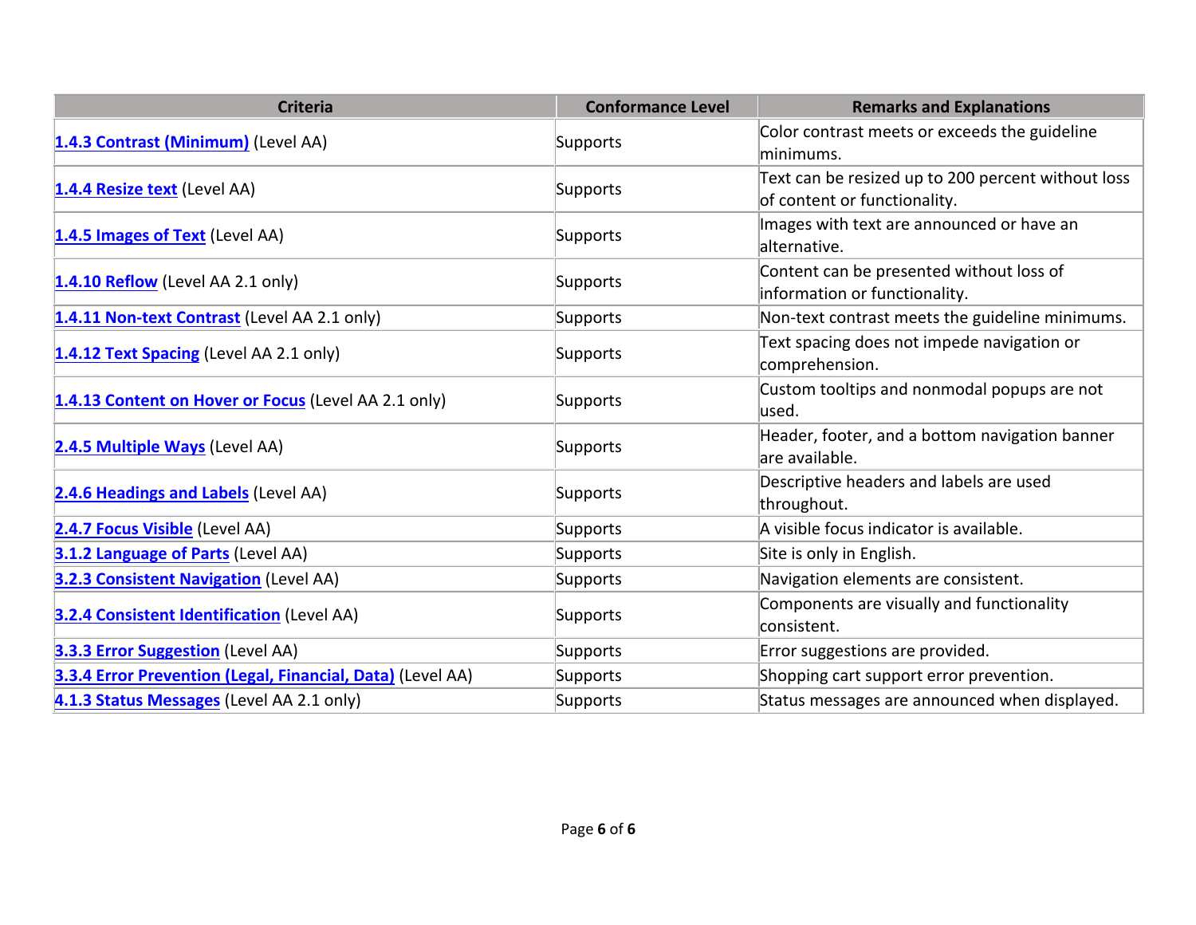| Criteria | Conformance Level | Remarks and Explanations |
|---|---|---|
| 1.4.3 Contrast (Minimum) (Level AA) | Supports | Color contrast meets or exceeds the guideline minimums. |
| 1.4.4 Resize text (Level AA) | Supports | Text can be resized up to 200 percent without loss of content or functionality. |
| 1.4.5 Images of Text (Level AA) | Supports | Images with text are announced or have an alternative. |
| 1.4.10 Reflow (Level AA 2.1 only) | Supports | Content can be presented without loss of information or functionality. |
| 1.4.11 Non-text Contrast (Level AA 2.1 only) | Supports | Non-text contrast meets the guideline minimums. |
| 1.4.12 Text Spacing (Level AA 2.1 only) | Supports | Text spacing does not impede navigation or comprehension. |
| 1.4.13 Content on Hover or Focus (Level AA 2.1 only) | Supports | Custom tooltips and nonmodal popups are not used. |
| 2.4.5 Multiple Ways (Level AA) | Supports | Header, footer, and a bottom navigation banner are available. |
| 2.4.6 Headings and Labels (Level AA) | Supports | Descriptive headers and labels are used throughout. |
| 2.4.7 Focus Visible (Level AA) | Supports | A visible focus indicator is available. |
| 3.1.2 Language of Parts (Level AA) | Supports | Site is only in English. |
| 3.2.3 Consistent Navigation (Level AA) | Supports | Navigation elements are consistent. |
| 3.2.4 Consistent Identification (Level AA) | Supports | Components are visually and functionality consistent. |
| 3.3.3 Error Suggestion (Level AA) | Supports | Error suggestions are provided. |
| 3.3.4 Error Prevention (Legal, Financial, Data) (Level AA) | Supports | Shopping cart support error prevention. |
| 4.1.3 Status Messages (Level AA 2.1 only) | Supports | Status messages are announced when displayed. |